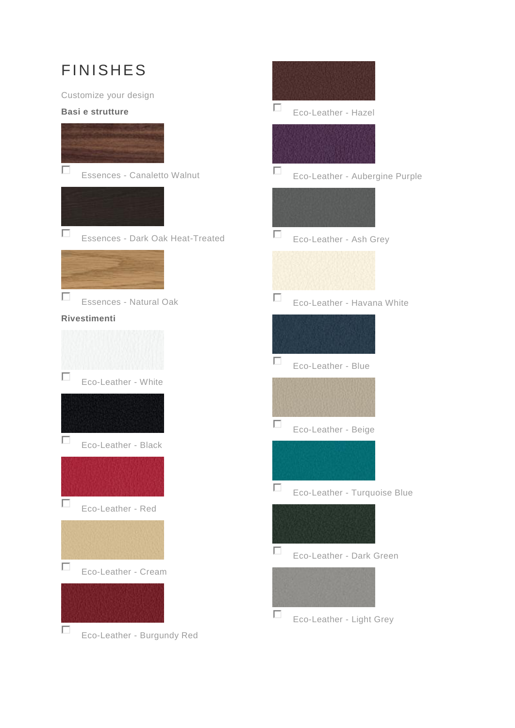# FINISHES

Customize your design

**Basi e strutture**

- [ ] Essences - Canaletto Walnut
- [ ] Essences - Dark Oak Heat-Treated
- [ ] Essences - Natural Oak

**Rivestimenti**

- [ ] Eco-Leather - White
- [ ] Eco-Leather - Black
- [ ] Eco-Leather - Red
- [ ] Eco-Leather - Cream
- [ ] Eco-Leather - Burgundy Red
- [ ] Eco-Leather - Hazel
- [ ] Eco-Leather - Aubergine Purple
- [ ] Eco-Leather - Ash Grey
- [ ] Eco-Leather - Havana White
- [ ] Eco-Leather - Blue
- [ ] Eco-Leather - Beige
- [ ] Eco-Leather - Turquoise Blue
- [ ] Eco-Leather - Dark Green
- [ ] Eco-Leather - Light Grey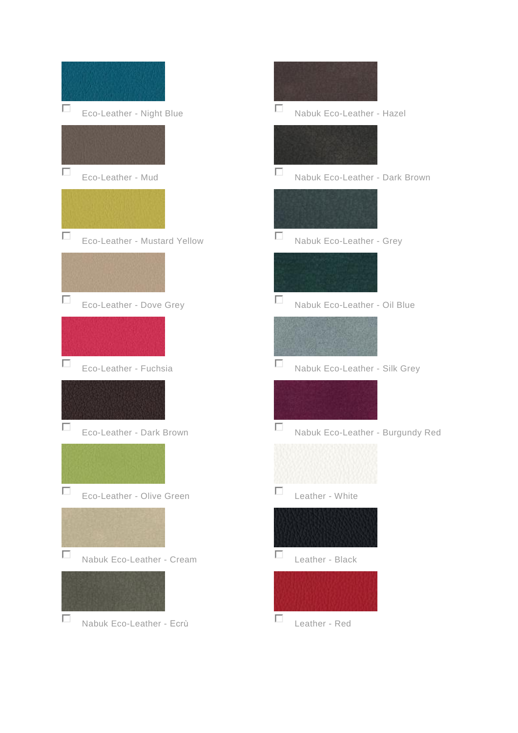- [ ] Eco-Leather - Night Blue
- [ ] Eco-Leather - Mud
- [ ] Eco-Leather - Mustard Yellow
- [ ] Eco-Leather - Dove Grey
- [ ] Eco-Leather - Fuchsia
- [ ] Eco-Leather - Dark Brown
- [ ] Eco-Leather - Olive Green
- [ ] Nabuk Eco-Leather - Cream
- [ ] Nabuk Eco-Leather - Ecrù
- [ ] Nabuk Eco-Leather - Hazel
- [ ] Nabuk Eco-Leather - Dark Brown
- [ ] Nabuk Eco-Leather - Grey
- [ ] Nabuk Eco-Leather - Oil Blue
- [ ] Nabuk Eco-Leather - Silk Grey
- [ ] Nabuk Eco-Leather - Burgundy Red
- [ ] Leather - White
- [ ] Leather - Black
- [ ] Leather - Red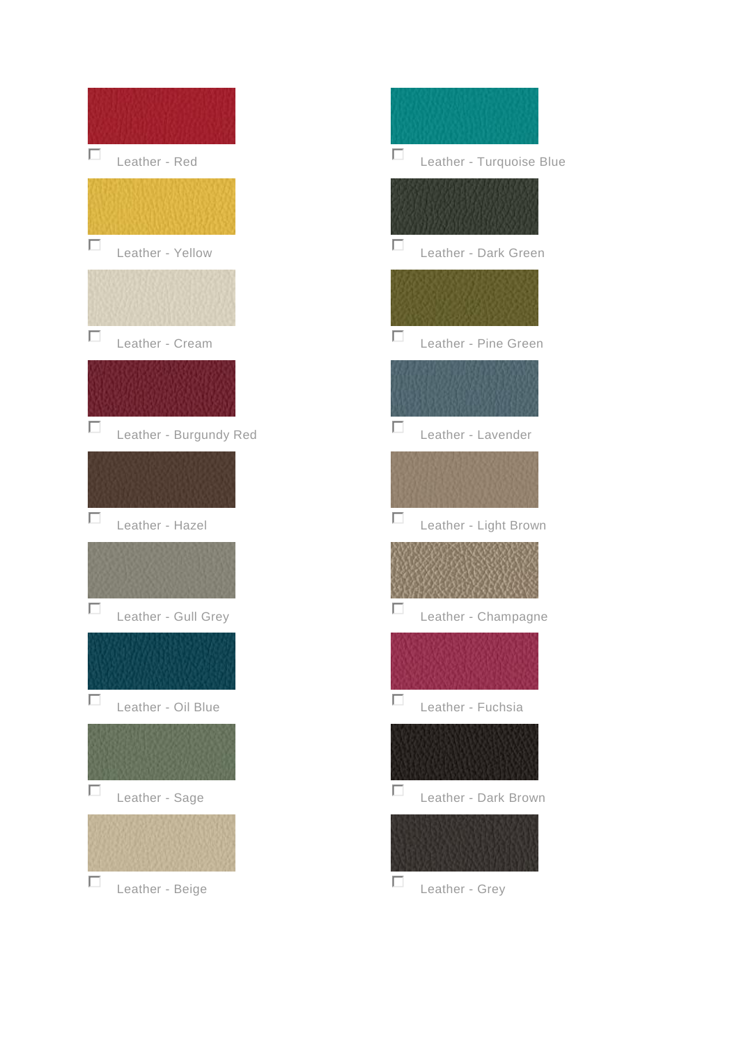- [ ] Leather - Red
- [ ] Leather - Yellow
- [ ] Leather - Cream
- [ ] Leather - Burgundy Red
- [ ] Leather - Hazel
- [ ] Leather - Gull Grey
- [ ] Leather - Oil Blue
- [ ] Leather - Sage
- [ ] Leather - Beige
- [ ] Leather - Turquoise Blue
- [ ] Leather - Dark Green
- [ ] Leather - Pine Green
- [ ] Leather - Lavender
- [ ] Leather - Light Brown
- [ ] Leather - Champagne
- [ ] Leather - Fuchsia
- [ ] Leather - Dark Brown
- [ ] Leather - Grey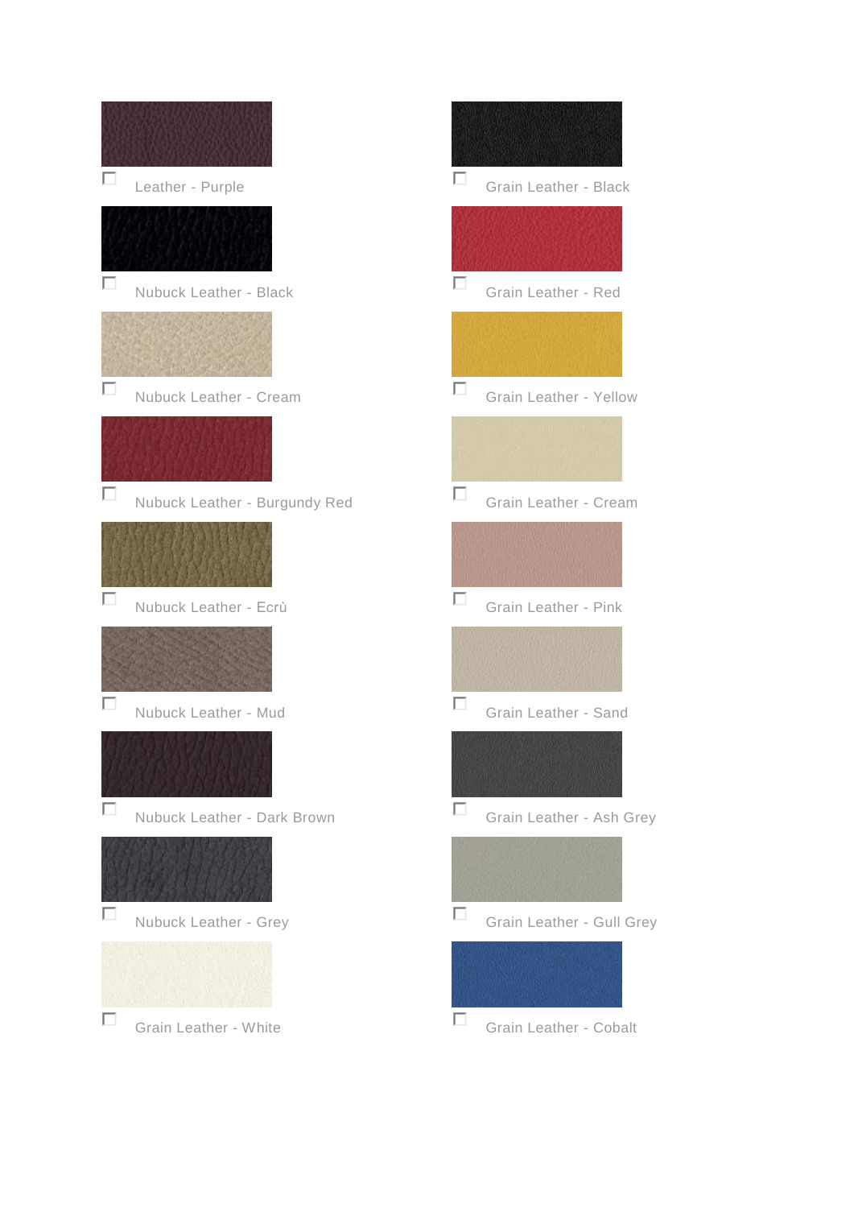- [ ] Leather - Purple
- [ ] Nubuck Leather - Black
- [ ] Nubuck Leather - Cream
- [ ] Nubuck Leather - Burgundy Red
- [ ] Nubuck Leather - Ecrù
- [ ] Nubuck Leather - Mud
- [ ] Nubuck Leather - Dark Brown
- [ ] Nubuck Leather - Grey
- [ ] Grain Leather - White
- [ ] Grain Leather - Black
- [ ] Grain Leather - Red
- [ ] Grain Leather - Yellow
- [ ] Grain Leather - Cream
- [ ] Grain Leather - Pink
- [ ] Grain Leather - Sand
- [ ] Grain Leather - Ash Grey
- [ ] Grain Leather - Gull Grey
- [ ] Grain Leather - Cobalt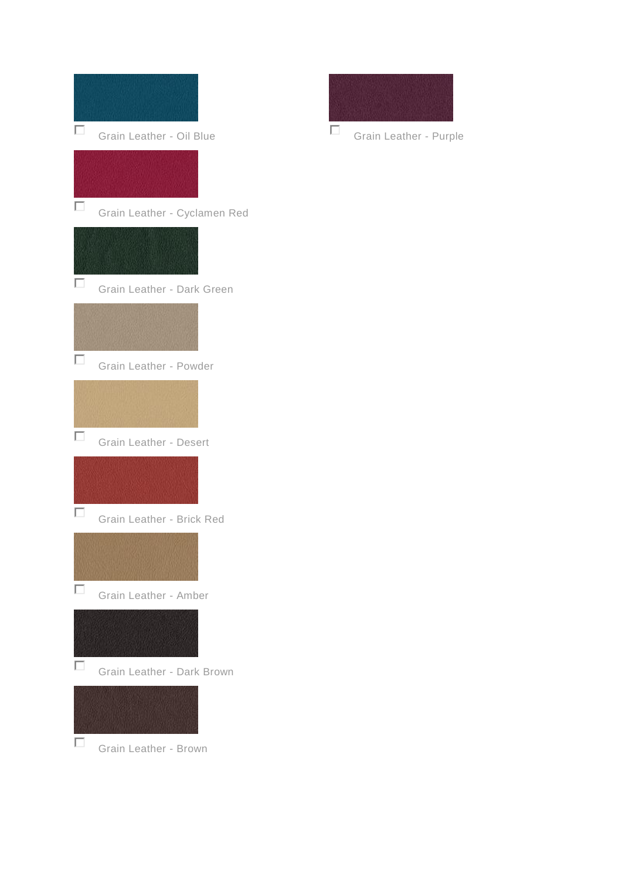- [ ] Grain Leather - Oil Blue
- [ ] Grain Leather - Cyclamen Red
- [ ] Grain Leather - Dark Green
- [ ] Grain Leather - Powder
- [ ] Grain Leather - Desert
- [ ] Grain Leather - Brick Red
- [ ] Grain Leather - Amber
- [ ] Grain Leather - Dark Brown
- [ ] Grain Leather - Brown
- [ ] Grain Leather - Purple